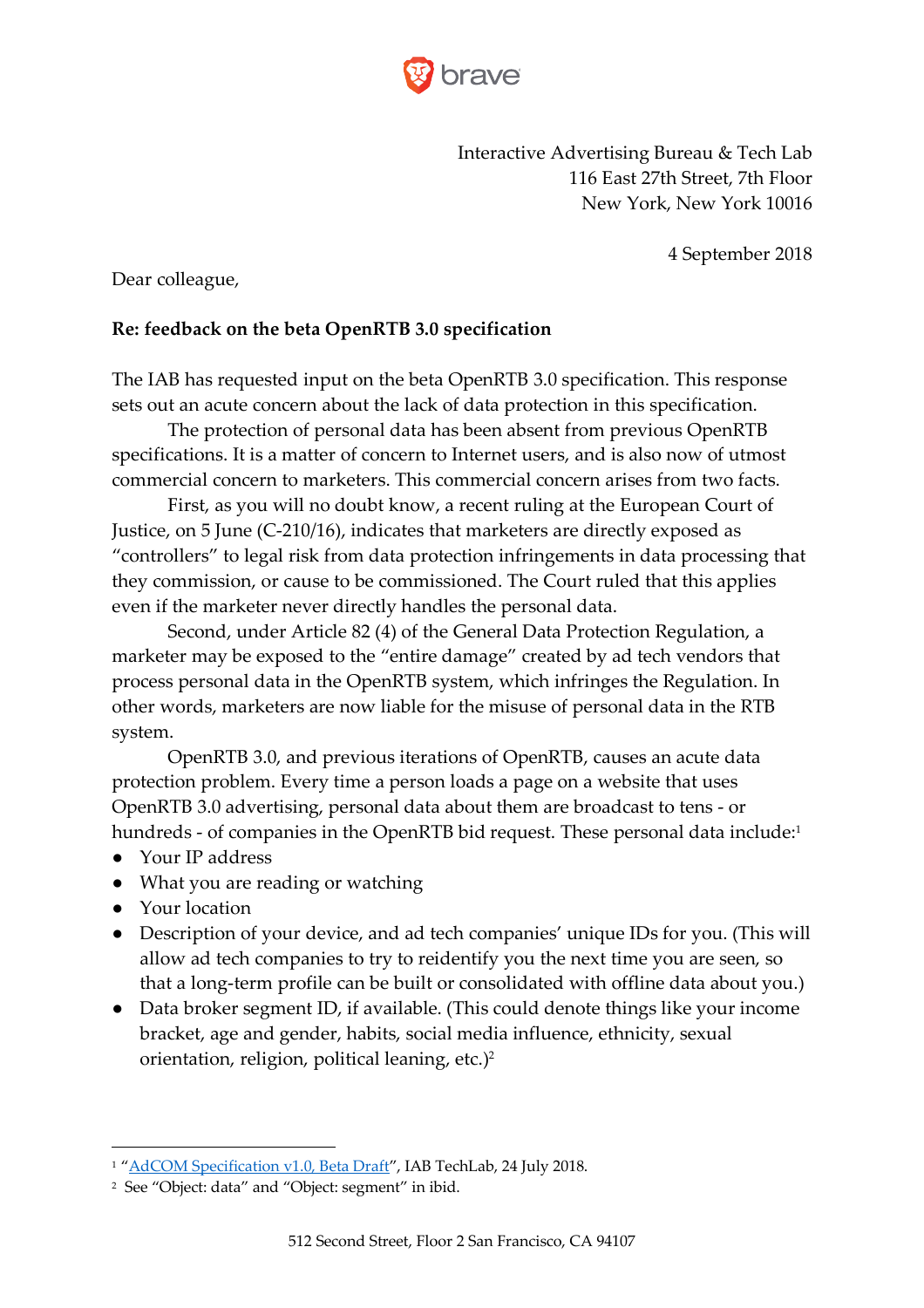brave

Interactive Advertising Bureau & Tech Lab
116 East 27th Street, 7th Floor
New York, New York 10016

4 September 2018

Dear colleague,

**Re: feedback on the beta OpenRTB 3.0 specification**

The IAB has requested input on the beta OpenRTB 3.0 specification. This response sets out an acute concern about the lack of data protection in this specification.

The protection of personal data has been absent from previous OpenRTB specifications. It is a matter of concern to Internet users, and is also now of utmost commercial concern to marketers. This commercial concern arises from two facts.

First, as you will no doubt know, a recent ruling at the European Court of Justice, on 5 June (C-210/16), indicates that marketers are directly exposed as "controllers" to legal risk from data protection infringements in data processing that they commission, or cause to be commissioned. The Court ruled that this applies even if the marketer never directly handles the personal data.

Second, under Article 82 (4) of the General Data Protection Regulation, a marketer may be exposed to the "entire damage" created by ad tech vendors that process personal data in the OpenRTB system, which infringes the Regulation. In other words, marketers are now liable for the misuse of personal data in the RTB system.

OpenRTB 3.0, and previous iterations of OpenRTB, causes an acute data protection problem. Every time a person loads a page on a website that uses OpenRTB 3.0 advertising, personal data about them are broadcast to tens - or hundreds - of companies in the OpenRTB bid request. These personal data include:[1]

- Your IP address
- What you are reading or watching
- Your location
- Description of your device, and ad tech companies' unique IDs for you. (This will allow ad tech companies to try to reidentify you the next time you are seen, so that a long-term profile can be built or consolidated with offline data about you.)
- Data broker segment ID, if available. (This could denote things like your income bracket, age and gender, habits, social media influence, ethnicity, sexual orientation, religion, political leaning, etc.)[2]

---

[1] "AdCOM Specification v1.0, Beta Draft", IAB TechLab, 24 July 2018.

[2] See "Object: data" and "Object: segment" in ibid.

512 Second Street, Floor 2 San Francisco, CA 94107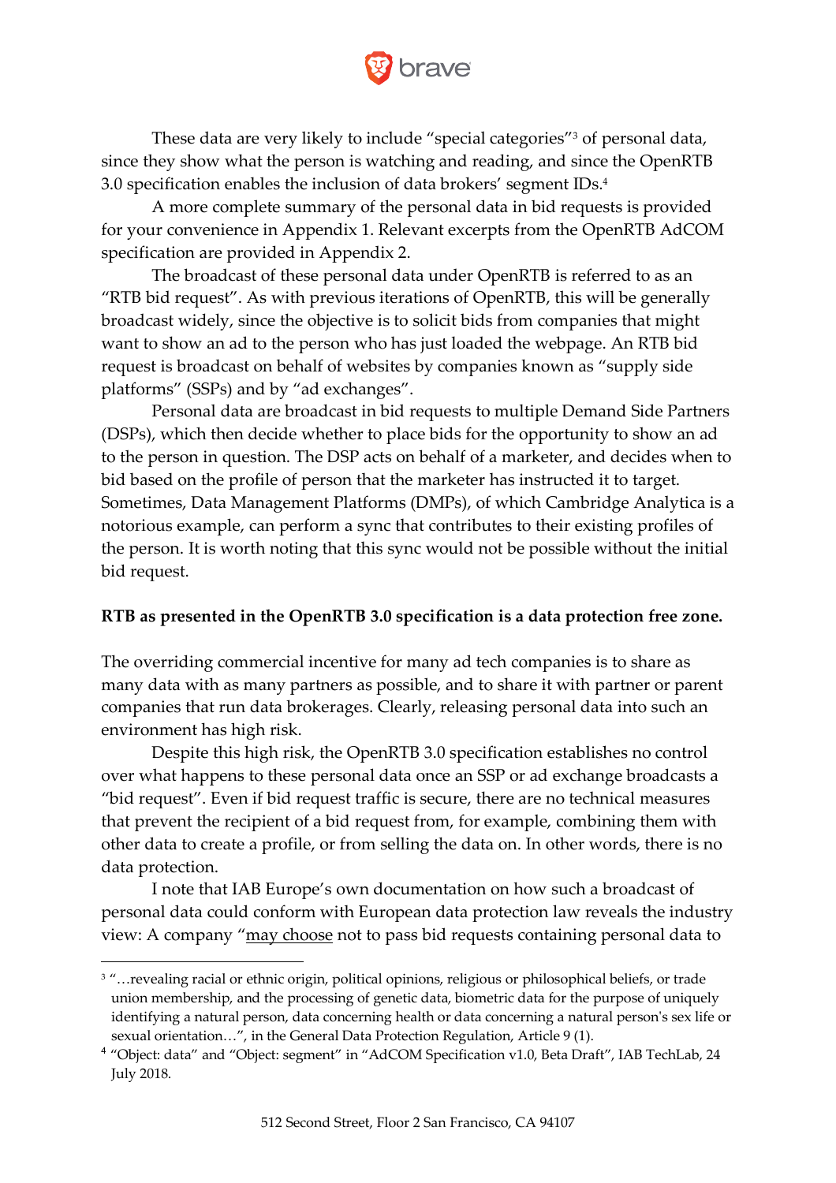These data are very likely to include "special categories"[3] of personal data, since they show what the person is watching and reading, and since the OpenRTB 3.0 specification enables the inclusion of data brokers' segment IDs.[4]

A more complete summary of the personal data in bid requests is provided for your convenience in Appendix 1. Relevant excerpts from the OpenRTB AdCOM specification are provided in Appendix 2.

The broadcast of these personal data under OpenRTB is referred to as an "RTB bid request". As with previous iterations of OpenRTB, this will be generally broadcast widely, since the objective is to solicit bids from companies that might want to show an ad to the person who has just loaded the webpage. An RTB bid request is broadcast on behalf of websites by companies known as "supply side platforms" (SSPs) and by "ad exchanges".

Personal data are broadcast in bid requests to multiple Demand Side Partners (DSPs), which then decide whether to place bids for the opportunity to show an ad to the person in question. The DSP acts on behalf of a marketer, and decides when to bid based on the profile of person that the marketer has instructed it to target. Sometimes, Data Management Platforms (DMPs), of which Cambridge Analytica is a notorious example, can perform a sync that contributes to their existing profiles of the person. It is worth noting that this sync would not be possible without the initial bid request.

**RTB as presented in the OpenRTB 3.0 specification is a data protection free zone.**

The overriding commercial incentive for many ad tech companies is to share as many data with as many partners as possible, and to share it with partner or parent companies that run data brokerages. Clearly, releasing personal data into such an environment has high risk.

Despite this high risk, the OpenRTB 3.0 specification establishes no control over what happens to these personal data once an SSP or ad exchange broadcasts a "bid request". Even if bid request traffic is secure, there are no technical measures that prevent the recipient of a bid request from, for example, combining them with other data to create a profile, or from selling the data on. In other words, there is no data protection.

I note that IAB Europe's own documentation on how such a broadcast of personal data could conform with European data protection law reveals the industry view: A company "<u>may choose</u> not to pass bid requests containing personal data to

---

[3] "…revealing racial or ethnic origin, political opinions, religious or philosophical beliefs, or trade union membership, and the processing of genetic data, biometric data for the purpose of uniquely identifying a natural person, data concerning health or data concerning a natural person's sex life or sexual orientation…", in the General Data Protection Regulation, Article 9 (1).

[4] "Object: data" and "Object: segment" in "AdCOM Specification v1.0, Beta Draft", IAB TechLab, 24 July 2018.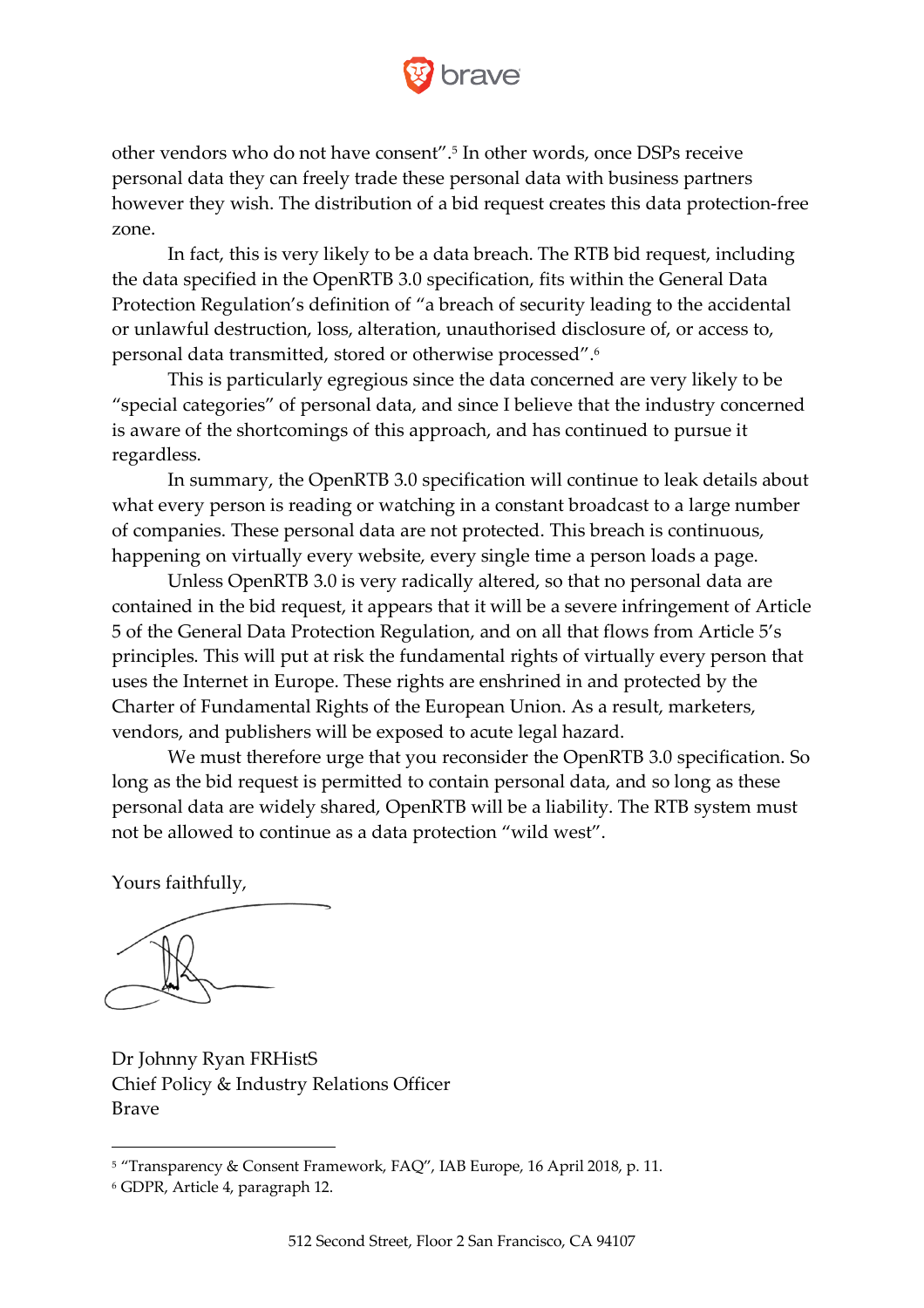other vendors who do not have consent".[5] In other words, once DSPs receive personal data they can freely trade these personal data with business partners however they wish. The distribution of a bid request creates this data protection-free zone.

In fact, this is very likely to be a data breach. The RTB bid request, including the data specified in the OpenRTB 3.0 specification, fits within the General Data Protection Regulation's definition of "a breach of security leading to the accidental or unlawful destruction, loss, alteration, unauthorised disclosure of, or access to, personal data transmitted, stored or otherwise processed".[6]

This is particularly egregious since the data concerned are very likely to be "special categories" of personal data, and since I believe that the industry concerned is aware of the shortcomings of this approach, and has continued to pursue it regardless.

In summary, the OpenRTB 3.0 specification will continue to leak details about what every person is reading or watching in a constant broadcast to a large number of companies. These personal data are not protected. This breach is continuous, happening on virtually every website, every single time a person loads a page.

Unless OpenRTB 3.0 is very radically altered, so that no personal data are contained in the bid request, it appears that it will be a severe infringement of Article 5 of the General Data Protection Regulation, and on all that flows from Article 5's principles. This will put at risk the fundamental rights of virtually every person that uses the Internet in Europe. These rights are enshrined in and protected by the Charter of Fundamental Rights of the European Union. As a result, marketers, vendors, and publishers will be exposed to acute legal hazard.

We must therefore urge that you reconsider the OpenRTB 3.0 specification. So long as the bid request is permitted to contain personal data, and so long as these personal data are widely shared, OpenRTB will be a liability. The RTB system must not be allowed to continue as a data protection "wild west".

Yours faithfully,

Dr Johnny Ryan FRHistS
Chief Policy & Industry Relations Officer
Brave

---

[5] "Transparency & Consent Framework, FAQ", IAB Europe, 16 April 2018, p. 11.

[6] GDPR, Article 4, paragraph 12.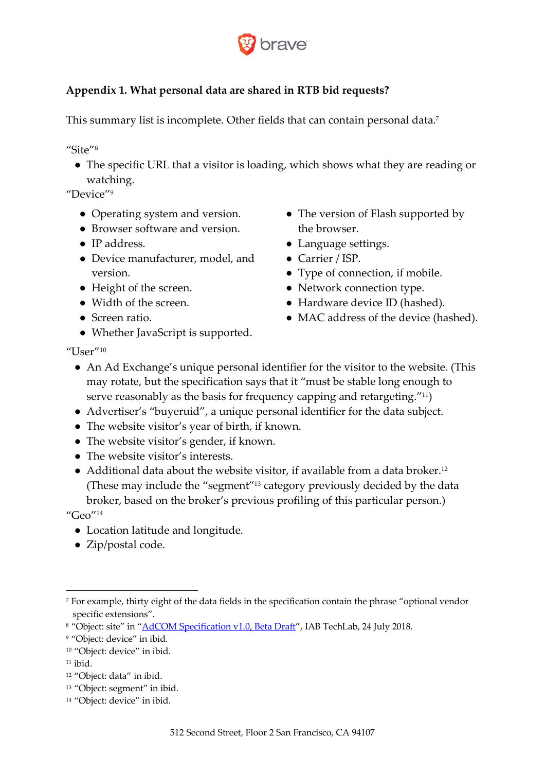**Appendix 1. What personal data are shared in RTB bid requests?**

This summary list is incomplete. Other fields that can contain personal data.[7]

"Site"[8]

- The specific URL that a visitor is loading, which shows what they are reading or watching.

"Device"[9]

- Operating system and version.
- Browser software and version.
- IP address.
- Device manufacturer, model, and version.
- Height of the screen.
- Width of the screen.
- Screen ratio.
- Whether JavaScript is supported.
- The version of Flash supported by the browser.
- Language settings.
- Carrier / ISP.
- Type of connection, if mobile.
- Network connection type.
- Hardware device ID (hashed).
- MAC address of the device (hashed).

"User"[10]

- An Ad Exchange's unique personal identifier for the visitor to the website. (This may rotate, but the specification says that it "must be stable long enough to serve reasonably as the basis for frequency capping and retargeting."[11])
- Advertiser's "buyeruid", a unique personal identifier for the data subject.
- The website visitor's year of birth, if known.
- The website visitor's gender, if known.
- The website visitor's interests.
- Additional data about the website visitor, if available from a data broker.[12] (These may include the "segment"[13] category previously decided by the data broker, based on the broker's previous profiling of this particular person.)

"Geo"[14]

- Location latitude and longitude.
- Zip/postal code.

---

[7] For example, thirty eight of the data fields in the specification contain the phrase "optional vendor specific extensions".

[8] "Object: site" in "AdCOM Specification v1.0, Beta Draft", IAB TechLab, 24 July 2018.

[9] "Object: device" in ibid.

[10] "Object: device" in ibid.

[11] ibid.

[12] "Object: data" in ibid.

[13] "Object: segment" in ibid.

[14] "Object: device" in ibid.

512 Second Street, Floor 2 San Francisco, CA 94107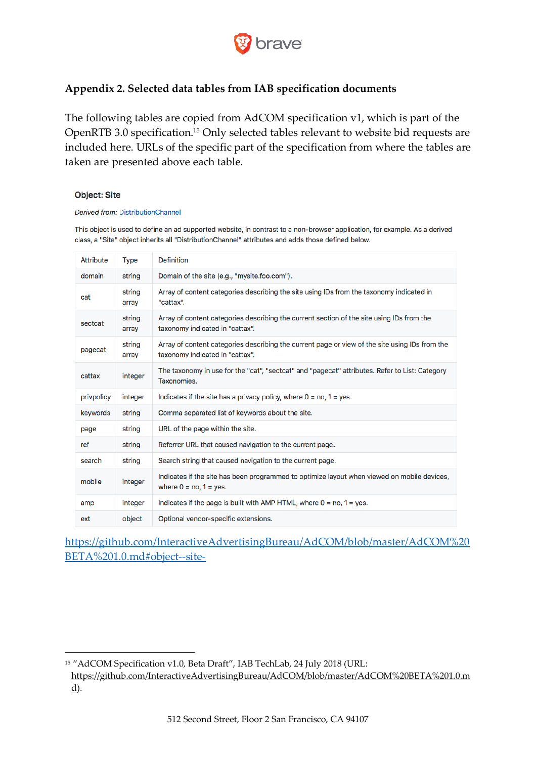## Appendix 2. Selected data tables from IAB specification documents

The following tables are copied from AdCOM specification v1, which is part of the OpenRTB 3.0 specification.[15] Only selected tables relevant to website bid requests are included here. URLs of the specific part of the specification from where the tables are taken are presented above each table.

### Object: Site

*Derived from:* DistributionChannel

This object is used to define an ad supported website, in contrast to a non-browser application, for example. As a derived class, a "Site" object inherits all "DistributionChannel" attributes and adds those defined below.

| Attribute | Type | Definition |
|---|---|---|
| domain | string | Domain of the site (e.g., "mysite.foo.com"). |
| cat | string array | Array of content categories describing the site using IDs from the taxonomy indicated in "cattax". |
| sectcat | string array | Array of content categories describing the current section of the site using IDs from the taxonomy indicated in "cattax". |
| pagecat | string array | Array of content categories describing the current page or view of the site using IDs from the taxonomy indicated in "cattax". |
| cattax | integer | The taxonomy in use for the "cat", "sectcat" and "pagecat" attributes. Refer to List: Category Taxonomies. |
| privpolicy | integer | Indicates if the site has a privacy policy, where 0 = no, 1 = yes. |
| keywords | string | Comma separated list of keywords about the site. |
| page | string | URL of the page within the site. |
| ref | string | Referrer URL that caused navigation to the current page. |
| search | string | Search string that caused navigation to the current page. |
| mobile | integer | Indicates if the site has been programmed to optimize layout when viewed on mobile devices, where 0 = no, 1 = yes. |
| amp | integer | Indicates if the page is built with AMP HTML, where 0 = no, 1 = yes. |
| ext | object | Optional vendor-specific extensions. |

https://github.com/InteractiveAdvertisingBureau/AdCOM/blob/master/AdCOM%20BETA%201.0.md#object--site-

[15] "AdCOM Specification v1.0, Beta Draft", IAB TechLab, 24 July 2018 (URL: https://github.com/InteractiveAdvertisingBureau/AdCOM/blob/master/AdCOM%20BETA%201.0.md).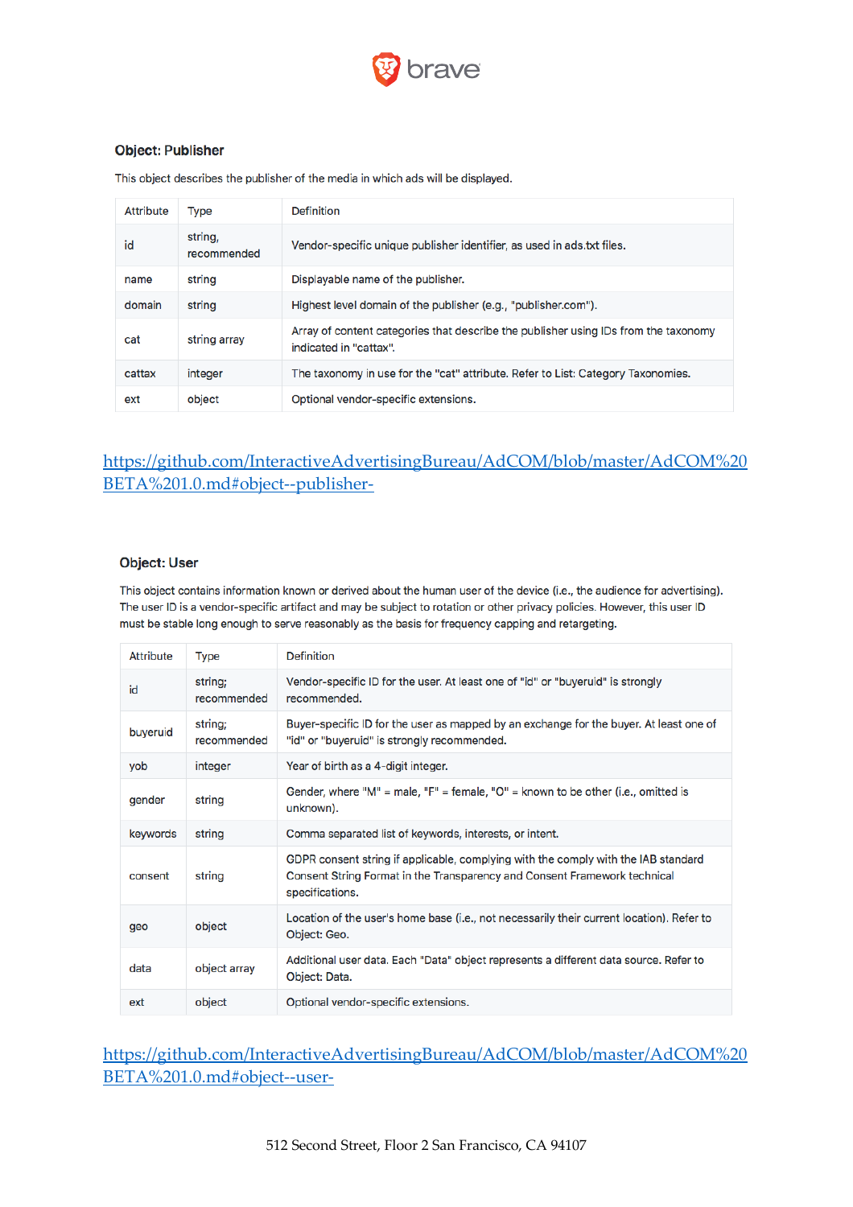### Object: Publisher

This object describes the publisher of the media in which ads will be displayed.

| Attribute | Type | Definition |
|---|---|---|
| id | string, recommended | Vendor-specific unique publisher identifier, as used in ads.txt files. |
| name | string | Displayable name of the publisher. |
| domain | string | Highest level domain of the publisher (e.g., "publisher.com"). |
| cat | string array | Array of content categories that describe the publisher using IDs from the taxonomy indicated in "cattax". |
| cattax | integer | The taxonomy in use for the "cat" attribute. Refer to List: Category Taxonomies. |
| ext | object | Optional vendor-specific extensions. |

https://github.com/InteractiveAdvertisingBureau/AdCOM/blob/master/AdCOM%20BETA%201.0.md#object--publisher-

### Object: User

This object contains information known or derived about the human user of the device (i.e., the audience for advertising). The user ID is a vendor-specific artifact and may be subject to rotation or other privacy policies. However, this user ID must be stable long enough to serve reasonably as the basis for frequency capping and retargeting.

| Attribute | Type | Definition |
|---|---|---|
| id | string; recommended | Vendor-specific ID for the user. At least one of "id" or "buyeruid" is strongly recommended. |
| buyeruid | string; recommended | Buyer-specific ID for the user as mapped by an exchange for the buyer. At least one of "id" or "buyeruid" is strongly recommended. |
| yob | integer | Year of birth as a 4-digit integer. |
| gender | string | Gender, where "M" = male, "F" = female, "O" = known to be other (i.e., omitted is unknown). |
| keywords | string | Comma separated list of keywords, interests, or intent. |
| consent | string | GDPR consent string if applicable, complying with the comply with the IAB standard Consent String Format in the Transparency and Consent Framework technical specifications. |
| geo | object | Location of the user's home base (i.e., not necessarily their current location). Refer to Object: Geo. |
| data | object array | Additional user data. Each "Data" object represents a different data source. Refer to Object: Data. |
| ext | object | Optional vendor-specific extensions. |

https://github.com/InteractiveAdvertisingBureau/AdCOM/blob/master/AdCOM%20BETA%201.0.md#object--user-

512 Second Street, Floor 2 San Francisco, CA 94107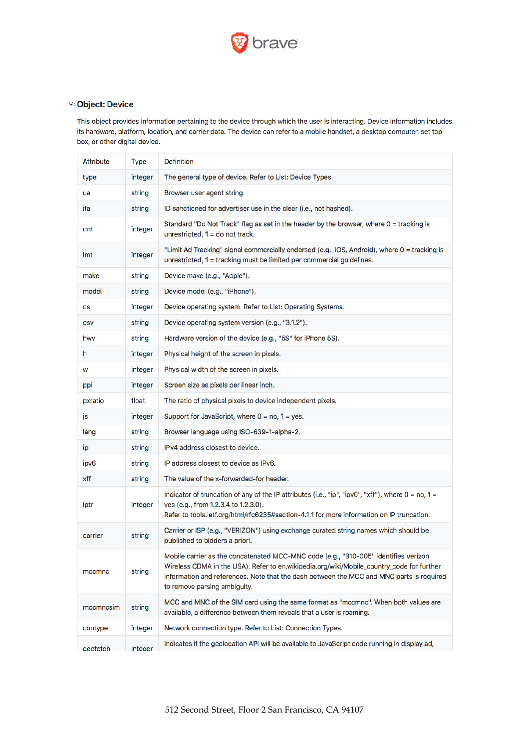### Object: Device

This object provides information pertaining to the device through which the user is interacting. Device information includes its hardware, platform, location, and carrier data. The device can refer to a mobile handset, a desktop computer, set top box, or other digital device.

| Attribute | Type | Definition |
|---|---|---|
| type | integer | The general type of device. Refer to List: Device Types. |
| ua | string | Browser user agent string. |
| ifa | string | ID sanctioned for advertiser use in the clear (i.e., not hashed). |
| dnt | integer | Standard "Do Not Track" flag as set in the header by the browser, where 0 = tracking is unrestricted, 1 = do not track. |
| lmt | integer | "Limit Ad Tracking" signal commercially endorsed (e.g., iOS, Android), where 0 = tracking is unrestricted, 1 = tracking must be limited per commercial guidelines. |
| make | string | Device make (e.g., "Apple"). |
| model | string | Device model (e.g., "iPhone"). |
| os | integer | Device operating system. Refer to List: Operating Systems. |
| osv | string | Device operating system version (e.g., "3.1.2"). |
| hwv | string | Hardware version of the device (e.g., "5S" for iPhone 5S). |
| h | integer | Physical height of the screen in pixels. |
| w | integer | Physical width of the screen in pixels. |
| ppi | integer | Screen size as pixels per linear inch. |
| pxratio | float | The ratio of physical pixels to device independent pixels. |
| js | integer | Support for JavaScript, where 0 = no, 1 = yes. |
| lang | string | Browser language using ISO-639-1-alpha-2. |
| ip | string | IPv4 address closest to device. |
| ipv6 | string | IP address closest to device as IPv6. |
| xff | string | The value of the x-forwarded-for header. |
| iptr | integer | Indicator of truncation of any of the IP attributes (i.e., "ip", "ipv6", "xff"), where 0 = no, 1 = yes (e.g., from 1.2.3.4 to 1.2.3.0). Refer to tools.ietf.org/html/rfc6235#section-4.1.1 for more information on IP truncation. |
| carrier | string | Carrier or ISP (e.g., "VERIZON") using exchange curated string names which should be published to bidders a priori. |
| mccmnc | string | Mobile carrier as the concatenated MCC-MNC code (e.g., "310-005" identifies Verizon Wireless CDMA in the USA). Refer to en.wikipedia.org/wiki/Mobile_country_code for further information and references. Note that the dash between the MCC and MNC parts is required to remove parsing ambiguity. |
| mccmncsim | string | MCC and MNC of the SIM card using the same format as "mccmnc". When both values are available, a difference between them reveals that a user is roaming. |
| contype | integer | Network connection type. Refer to List: Connection Types. |
| geofetch | integer | Indicates if the geolocation API will be available to JavaScript code running in display ad, |

512 Second Street, Floor 2 San Francisco, CA 94107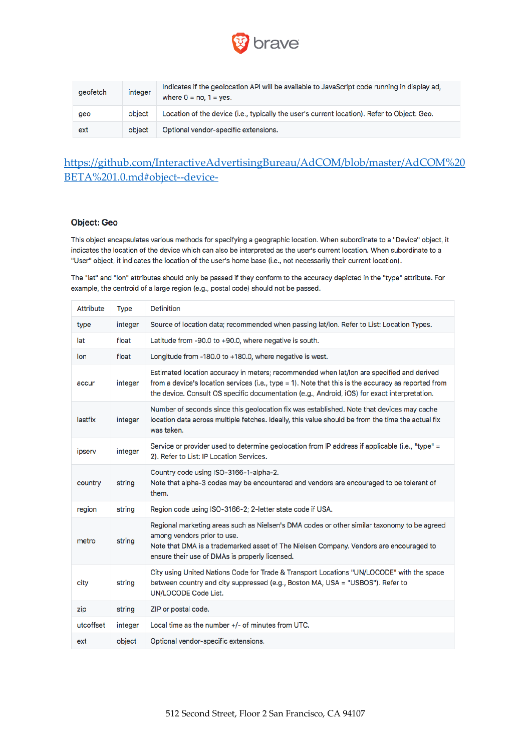| geofetch | integer | Indicates if the geolocation API will be available to JavaScript code running in display ad, where 0 = no, 1 = yes. |
|---|---|---|
| geo | object | Location of the device (i.e., typically the user's current location). Refer to Object: Geo. |
| ext | object | Optional vendor-specific extensions. |

https://github.com/InteractiveAdvertisingBureau/AdCOM/blob/master/AdCOM%20BETA%201.0.md#object--device-

### Object: Geo

This object encapsulates various methods for specifying a geographic location. When subordinate to a "Device" object, it indicates the location of the device which can also be interpreted as the user's current location. When subordinate to a "User" object, it indicates the location of the user's home base (i.e., not necessarily their current location).

The "lat" and "lon" attributes should only be passed if they conform to the accuracy depicted in the "type" attribute. For example, the centroid of a large region (e.g., postal code) should not be passed.

| Attribute | Type | Definition |
|---|---|---|
| type | integer | Source of location data; recommended when passing lat/lon. Refer to List: Location Types. |
| lat | float | Latitude from -90.0 to +90.0, where negative is south. |
| lon | float | Longitude from -180.0 to +180.0, where negative is west. |
| accur | integer | Estimated location accuracy in meters; recommended when lat/lon are specified and derived from a device's location services (i.e., type = 1). Note that this is the accuracy as reported from the device. Consult OS specific documentation (e.g., Android, iOS) for exact interpretation. |
| lastfix | integer | Number of seconds since this geolocation fix was established. Note that devices may cache location data across multiple fetches. Ideally, this value should be from the time the actual fix was taken. |
| ipserv | integer | Service or provider used to determine geolocation from IP address if applicable (i.e., "type" = 2). Refer to List: IP Location Services. |
| country | string | Country code using ISO-3166-1-alpha-2. Note that alpha-3 codes may be encountered and vendors are encouraged to be tolerant of them. |
| region | string | Region code using ISO-3166-2; 2-letter state code if USA. |
| metro | string | Regional marketing areas such as Nielsen's DMA codes or other similar taxonomy to be agreed among vendors prior to use. Note that DMA is a trademarked asset of The Nielsen Company. Vendors are encouraged to ensure their use of DMAs is properly licensed. |
| city | string | City using United Nations Code for Trade & Transport Locations "UN/LOCODE" with the space between country and city suppressed (e.g., Boston MA, USA = "USBOS"). Refer to UN/LOCODE Code List. |
| zip | string | ZIP or postal code. |
| utcoffset | integer | Local time as the number +/- of minutes from UTC. |
| ext | object | Optional vendor-specific extensions. |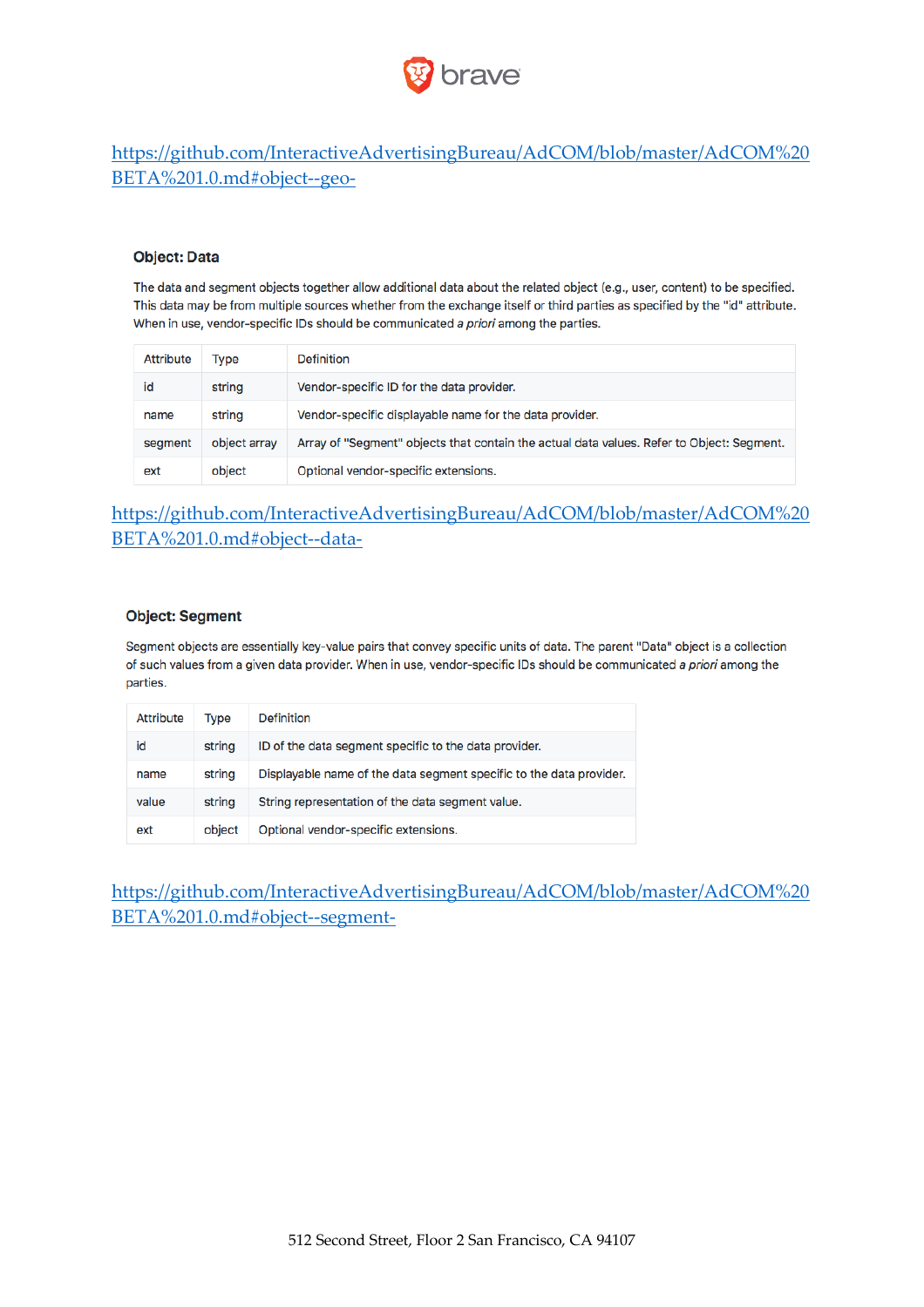[https://github.com/InteractiveAdvertisingBureau/AdCOM/blob/master/AdCOM%20BETA%201.0.md#object--geo-](https://github.com/InteractiveAdvertisingBureau/AdCOM/blob/master/AdCOM%20BETA%201.0.md#object--geo-)

### Object: Data

The data and segment objects together allow additional data about the related object (e.g., user, content) to be specified. This data may be from multiple sources whether from the exchange itself or third parties as specified by the "id" attribute. When in use, vendor-specific IDs should be communicated *a priori* among the parties.

| Attribute | Type | Definition |
|---|---|---|
| id | string | Vendor-specific ID for the data provider. |
| name | string | Vendor-specific displayable name for the data provider. |
| segment | object array | Array of "Segment" objects that contain the actual data values. Refer to Object: Segment. |
| ext | object | Optional vendor-specific extensions. |

[https://github.com/InteractiveAdvertisingBureau/AdCOM/blob/master/AdCOM%20BETA%201.0.md#object--data-](https://github.com/InteractiveAdvertisingBureau/AdCOM/blob/master/AdCOM%20BETA%201.0.md#object--data-)

### Object: Segment

Segment objects are essentially key-value pairs that convey specific units of data. The parent "Data" object is a collection of such values from a given data provider. When in use, vendor-specific IDs should be communicated *a priori* among the parties.

| Attribute | Type | Definition |
|---|---|---|
| id | string | ID of the data segment specific to the data provider. |
| name | string | Displayable name of the data segment specific to the data provider. |
| value | string | String representation of the data segment value. |
| ext | object | Optional vendor-specific extensions. |

[https://github.com/InteractiveAdvertisingBureau/AdCOM/blob/master/AdCOM%20BETA%201.0.md#object--segment-](https://github.com/InteractiveAdvertisingBureau/AdCOM/blob/master/AdCOM%20BETA%201.0.md#object--segment-)